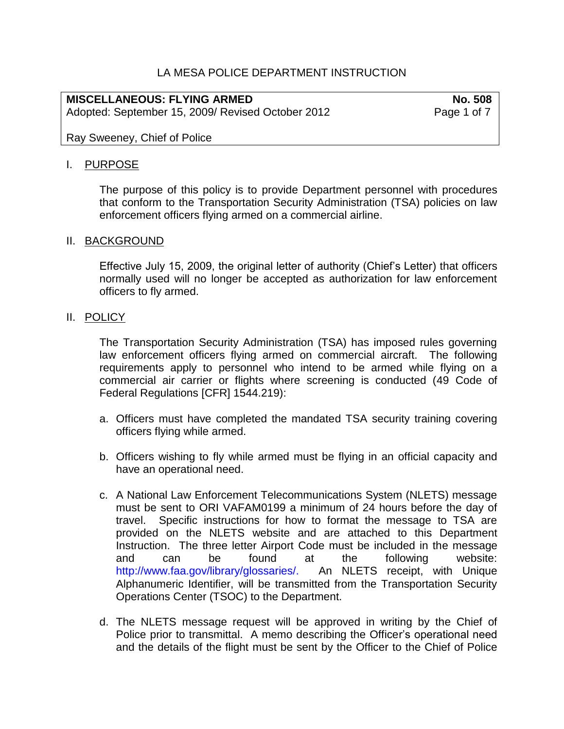LA MESA POLICE DEPARTMENT INSTRUCTION

**MISCELLANEOUS: FLYING ARMED** **No. 508**
Adopted: September 15, 2009/ Revised October 2012

Ray Sweeney, Chief of Police

## I. PURPOSE

The purpose of this policy is to provide Department personnel with procedures that conform to the Transportation Security Administration (TSA) policies on law enforcement officers flying armed on a commercial airline.

## II. BACKGROUND

Effective July 15, 2009, the original letter of authority (Chief's Letter) that officers normally used will no longer be accepted as authorization for law enforcement officers to fly armed.

## II. POLICY

The Transportation Security Administration (TSA) has imposed rules governing law enforcement officers flying armed on commercial aircraft. The following requirements apply to personnel who intend to be armed while flying on a commercial air carrier or flights where screening is conducted (49 Code of Federal Regulations [CFR] 1544.219):

a. Officers must have completed the mandated TSA security training covering officers flying while armed.

b. Officers wishing to fly while armed must be flying in an official capacity and have an operational need.

c. A National Law Enforcement Telecommunications System (NLETS) message must be sent to ORI VAFAM0199 a minimum of 24 hours before the day of travel. Specific instructions for how to format the message to TSA are provided on the NLETS website and are attached to this Department Instruction. The three letter Airport Code must be included in the message and can be found at the following website: http://www.faa.gov/library/glossaries/. An NLETS receipt, with Unique Alphanumeric Identifier, will be transmitted from the Transportation Security Operations Center (TSOC) to the Department.

d. The NLETS message request will be approved in writing by the Chief of Police prior to transmittal. A memo describing the Officer's operational need and the details of the flight must be sent by the Officer to the Chief of Police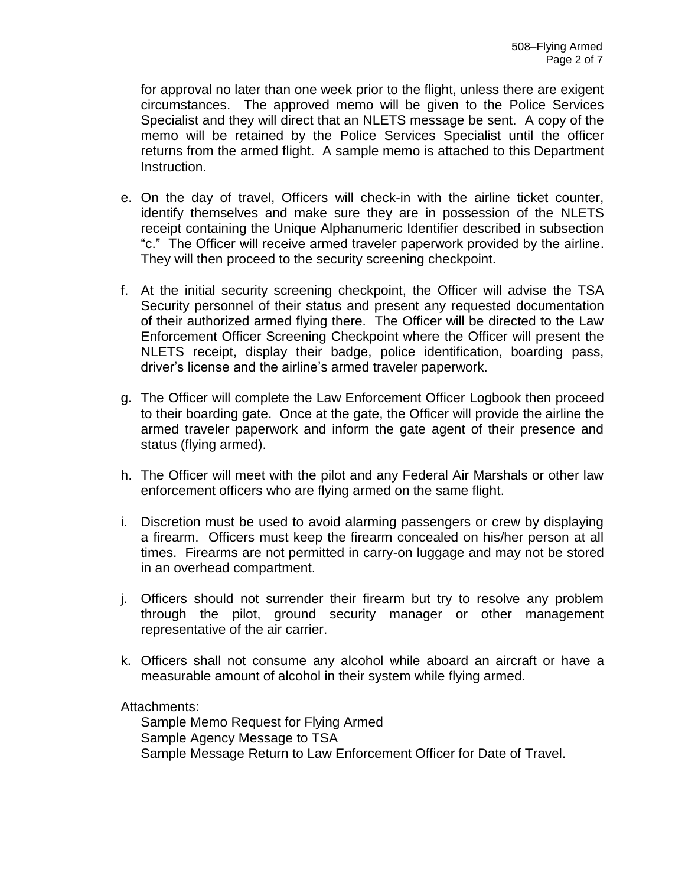for approval no later than one week prior to the flight, unless there are exigent circumstances. The approved memo will be given to the Police Services Specialist and they will direct that an NLETS message be sent. A copy of the memo will be retained by the Police Services Specialist until the officer returns from the armed flight. A sample memo is attached to this Department Instruction.

e. On the day of travel, Officers will check-in with the airline ticket counter, identify themselves and make sure they are in possession of the NLETS receipt containing the Unique Alphanumeric Identifier described in subsection "c." The Officer will receive armed traveler paperwork provided by the airline. They will then proceed to the security screening checkpoint.

f. At the initial security screening checkpoint, the Officer will advise the TSA Security personnel of their status and present any requested documentation of their authorized armed flying there. The Officer will be directed to the Law Enforcement Officer Screening Checkpoint where the Officer will present the NLETS receipt, display their badge, police identification, boarding pass, driver's license and the airline's armed traveler paperwork.

g. The Officer will complete the Law Enforcement Officer Logbook then proceed to their boarding gate. Once at the gate, the Officer will provide the airline the armed traveler paperwork and inform the gate agent of their presence and status (flying armed).

h. The Officer will meet with the pilot and any Federal Air Marshals or other law enforcement officers who are flying armed on the same flight.

i. Discretion must be used to avoid alarming passengers or crew by displaying a firearm. Officers must keep the firearm concealed on his/her person at all times. Firearms are not permitted in carry-on luggage and may not be stored in an overhead compartment.

j. Officers should not surrender their firearm but try to resolve any problem through the pilot, ground security manager or other management representative of the air carrier.

k. Officers shall not consume any alcohol while aboard an aircraft or have a measurable amount of alcohol in their system while flying armed.

Attachments:

Sample Memo Request for Flying Armed
Sample Agency Message to TSA
Sample Message Return to Law Enforcement Officer for Date of Travel.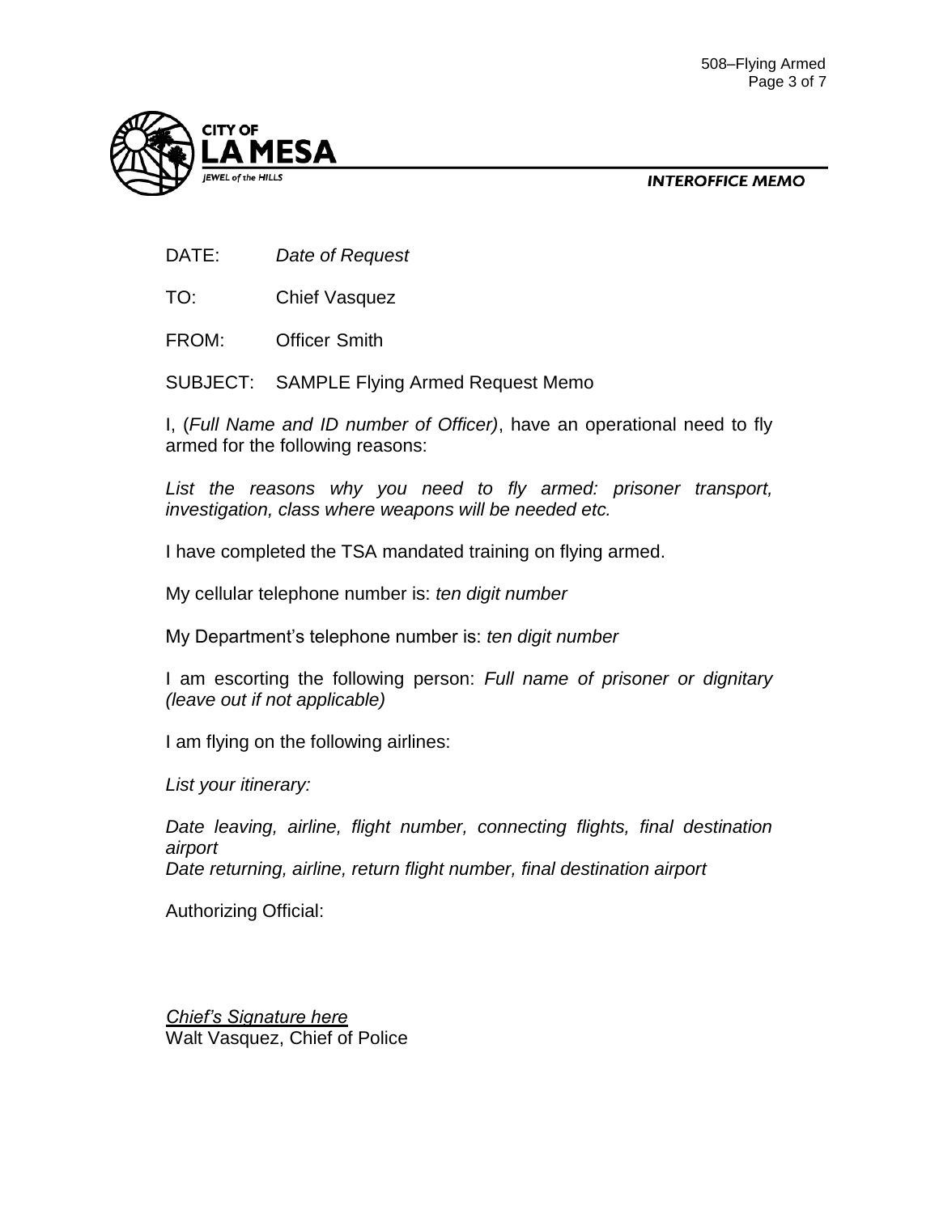CITY OF
LA MESA
JEWEL of the HILLS

*INTEROFFICE MEMO*

DATE: *Date of Request*

TO: Chief Vasquez

FROM: Officer Smith

SUBJECT: SAMPLE Flying Armed Request Memo

I, (*Full Name and ID number of Officer)*, have an operational need to fly armed for the following reasons:

*List the reasons why you need to fly armed: prisoner transport, investigation, class where weapons will be needed etc.*

I have completed the TSA mandated training on flying armed.

My cellular telephone number is: *ten digit number*

My Department's telephone number is: *ten digit number*

I am escorting the following person: *Full name of prisoner or dignitary (leave out if not applicable)*

I am flying on the following airlines:

*List your itinerary:*

*Date leaving, airline, flight number, connecting flights, final destination airport*
*Date returning, airline, return flight number, final destination airport*

Authorizing Official:

*Chief's Signature here*
Walt Vasquez, Chief of Police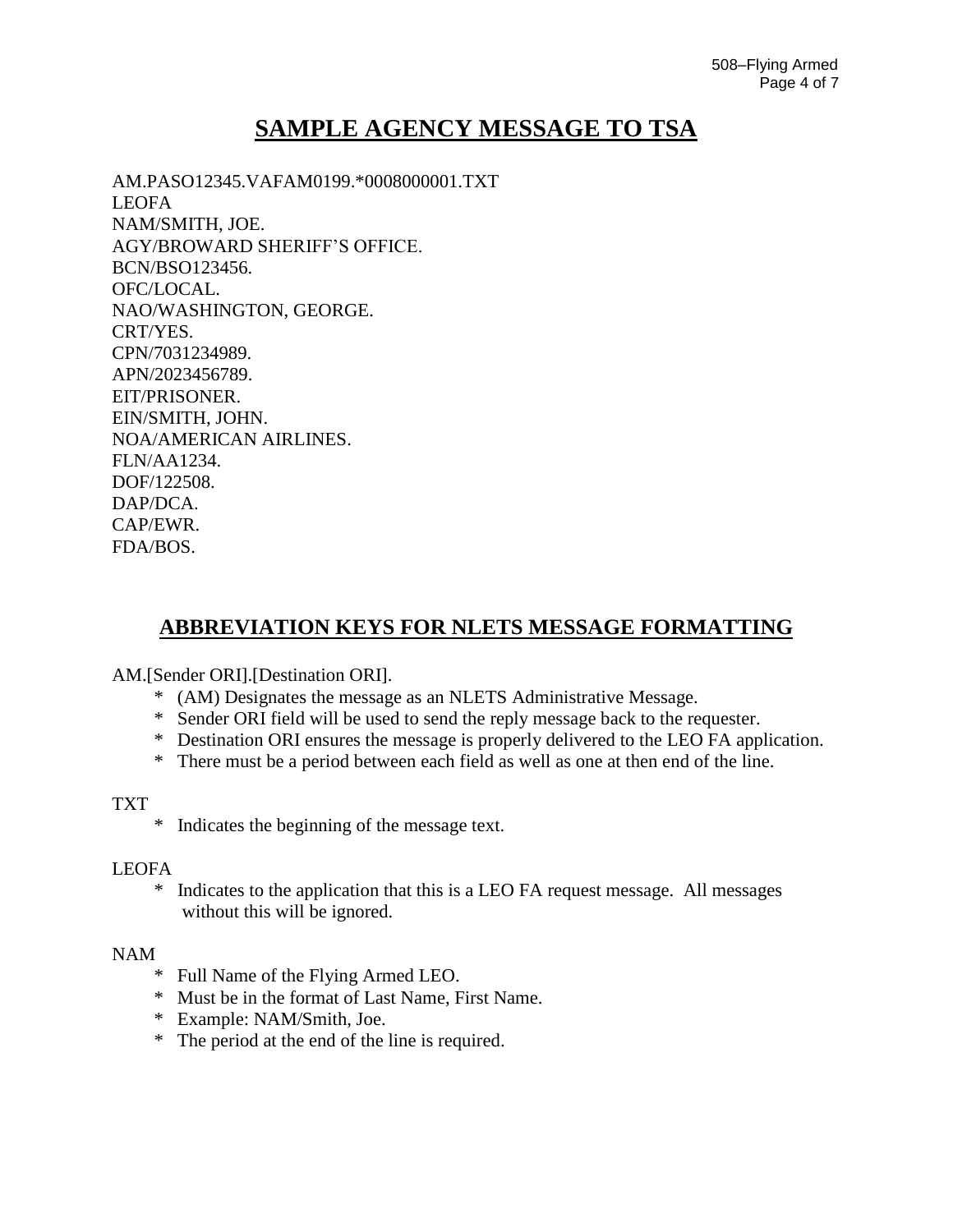# SAMPLE AGENCY MESSAGE TO TSA

AM.PASO12345.VAFAM0199.*0008000001.TXT
LEOFA
NAM/SMITH, JOE.
AGY/BROWARD SHERIFF'S OFFICE.
BCN/BSO123456.
OFC/LOCAL.
NAO/WASHINGTON, GEORGE.
CRT/YES.
CPN/7031234989.
APN/2023456789.
EIT/PRISONER.
EIN/SMITH, JOHN.
NOA/AMERICAN AIRLINES.
FLN/AA1234.
DOF/122508.
DAP/DCA.
CAP/EWR.
FDA/BOS.

# ABBREVIATION KEYS FOR NLETS MESSAGE FORMATTING

AM.[Sender ORI].[Destination ORI].

* (AM) Designates the message as an NLETS Administrative Message.
* Sender ORI field will be used to send the reply message back to the requester.
* Destination ORI ensures the message is properly delivered to the LEO FA application.
* There must be a period between each field as well as one at then end of the line.

TXT

* Indicates the beginning of the message text.

LEOFA

* Indicates to the application that this is a LEO FA request message. All messages without this will be ignored.

NAM

* Full Name of the Flying Armed LEO.
* Must be in the format of Last Name, First Name.
* Example: NAM/Smith, Joe.
* The period at the end of the line is required.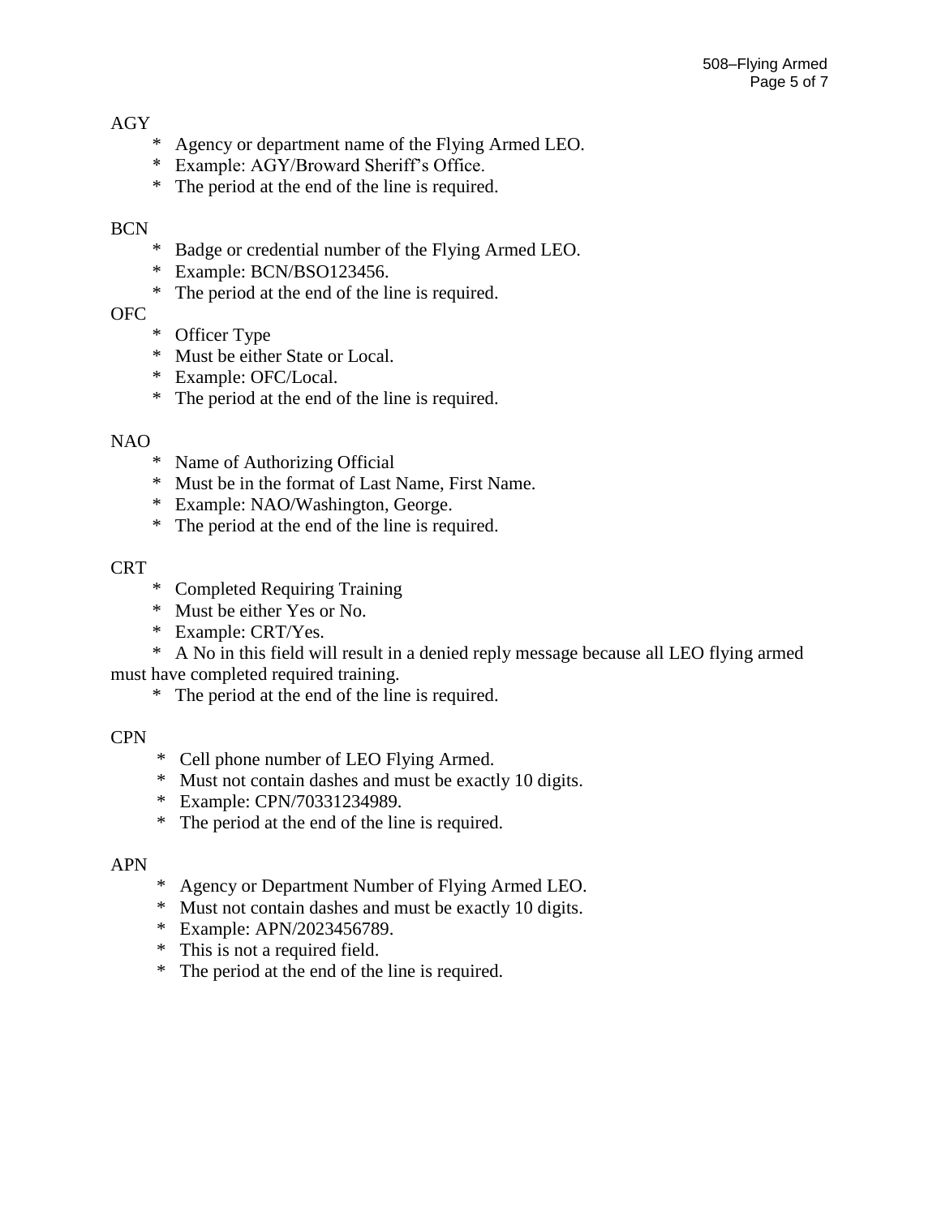AGY

* Agency or department name of the Flying Armed LEO.
* Example: AGY/Broward Sheriff's Office.
* The period at the end of the line is required.

BCN

* Badge or credential number of the Flying Armed LEO.
* Example: BCN/BSO123456.
* The period at the end of the line is required.

OFC

* Officer Type
* Must be either State or Local.
* Example: OFC/Local.
* The period at the end of the line is required.

NAO

* Name of Authorizing Official
* Must be in the format of Last Name, First Name.
* Example: NAO/Washington, George.
* The period at the end of the line is required.

CRT

* Completed Requiring Training
* Must be either Yes or No.
* Example: CRT/Yes.
* A No in this field will result in a denied reply message because all LEO flying armed must have completed required training.
* The period at the end of the line is required.

CPN

* Cell phone number of LEO Flying Armed.
* Must not contain dashes and must be exactly 10 digits.
* Example: CPN/70331234989.
* The period at the end of the line is required.

APN

* Agency or Department Number of Flying Armed LEO.
* Must not contain dashes and must be exactly 10 digits.
* Example: APN/2023456789.
* This is not a required field.
* The period at the end of the line is required.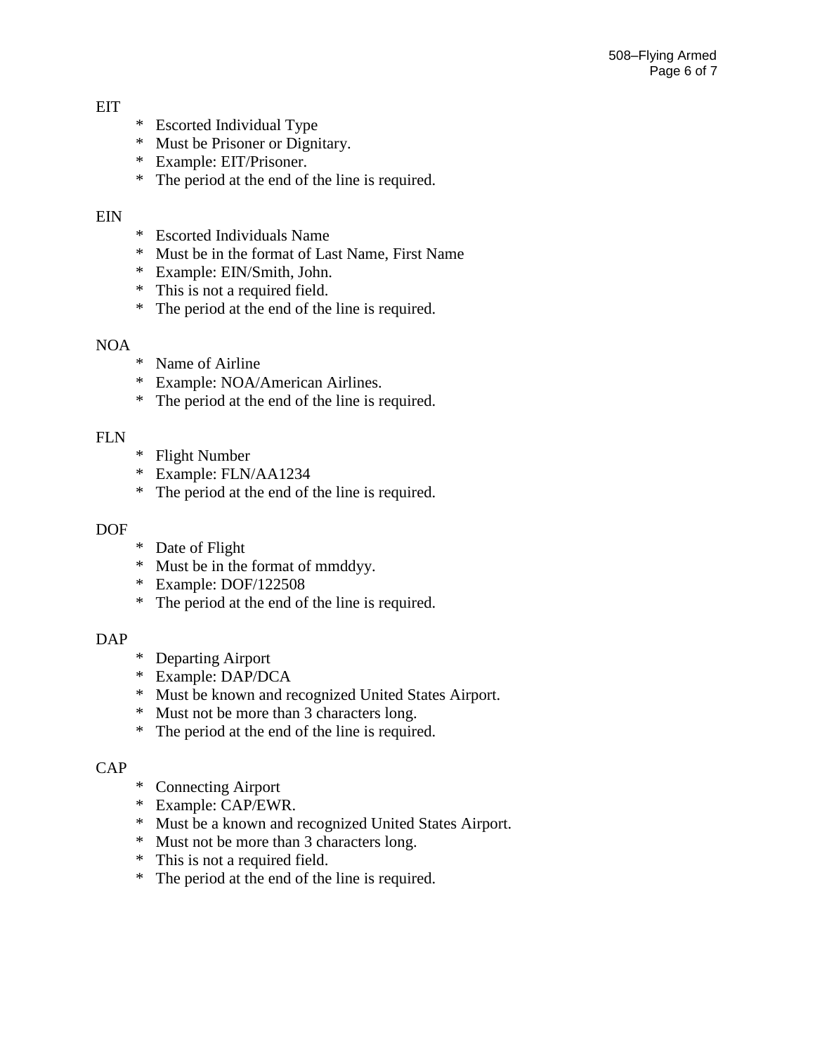EIT

* Escorted Individual Type
* Must be Prisoner or Dignitary.
* Example: EIT/Prisoner.
* The period at the end of the line is required.

EIN

* Escorted Individuals Name
* Must be in the format of Last Name, First Name
* Example: EIN/Smith, John.
* This is not a required field.
* The period at the end of the line is required.

NOA

* Name of Airline
* Example: NOA/American Airlines.
* The period at the end of the line is required.

FLN

* Flight Number
* Example: FLN/AA1234
* The period at the end of the line is required.

DOF

* Date of Flight
* Must be in the format of mmddyy.
* Example: DOF/122508
* The period at the end of the line is required.

DAP

* Departing Airport
* Example: DAP/DCA
* Must be known and recognized United States Airport.
* Must not be more than 3 characters long.
* The period at the end of the line is required.

CAP

* Connecting Airport
* Example: CAP/EWR.
* Must be a known and recognized United States Airport.
* Must not be more than 3 characters long.
* This is not a required field.
* The period at the end of the line is required.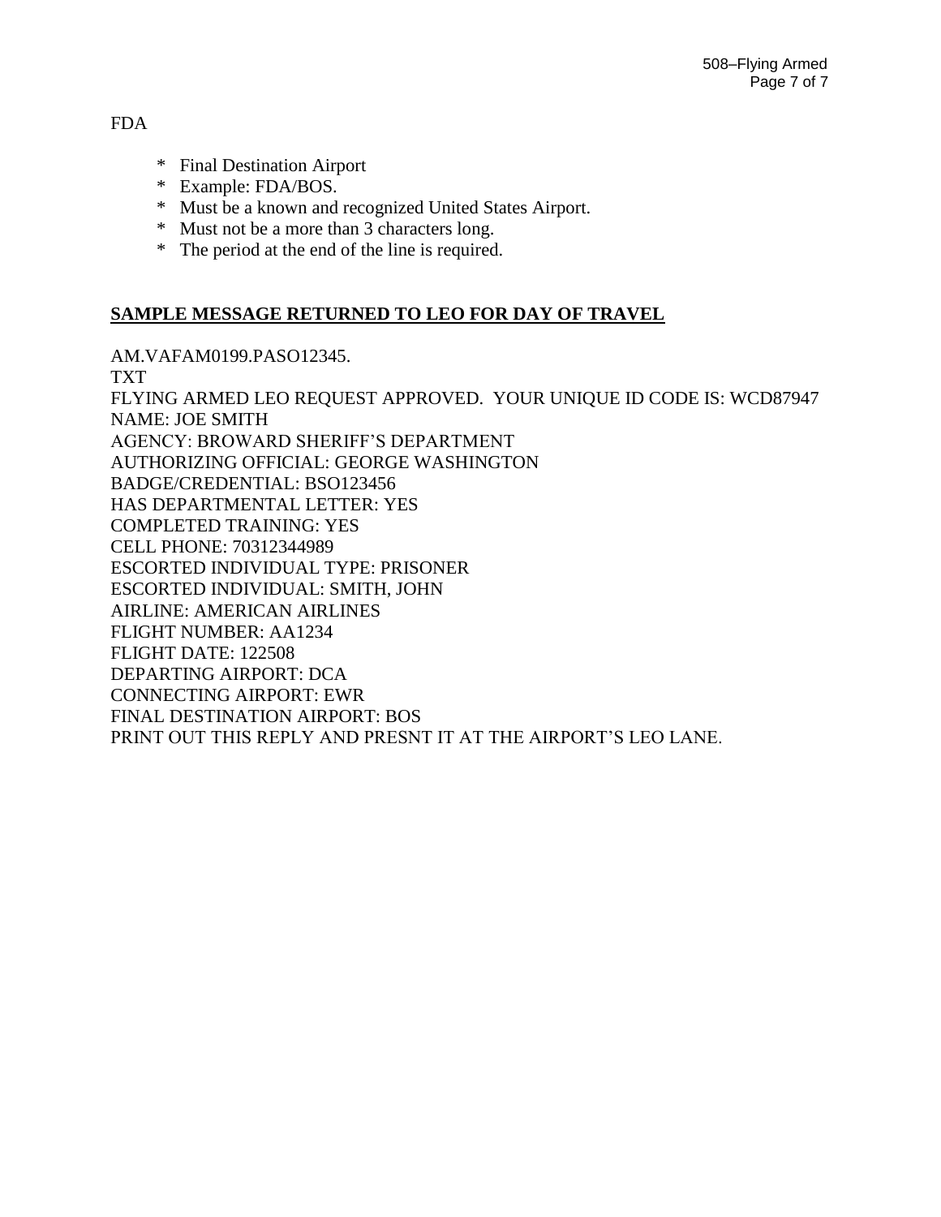FDA

* Final Destination Airport
* Example: FDA/BOS.
* Must be a known and recognized United States Airport.
* Must not be a more than 3 characters long.
* The period at the end of the line is required.

## SAMPLE MESSAGE RETURNED TO LEO FOR DAY OF TRAVEL

AM.VAFAM0199.PASO12345.
TXT
FLYING ARMED LEO REQUEST APPROVED. YOUR UNIQUE ID CODE IS: WCD87947
NAME: JOE SMITH
AGENCY: BROWARD SHERIFF'S DEPARTMENT
AUTHORIZING OFFICIAL: GEORGE WASHINGTON
BADGE/CREDENTIAL: BSO123456
HAS DEPARTMENTAL LETTER: YES
COMPLETED TRAINING: YES
CELL PHONE: 70312344989
ESCORTED INDIVIDUAL TYPE: PRISONER
ESCORTED INDIVIDUAL: SMITH, JOHN
AIRLINE: AMERICAN AIRLINES
FLIGHT NUMBER: AA1234
FLIGHT DATE: 122508
DEPARTING AIRPORT: DCA
CONNECTING AIRPORT: EWR
FINAL DESTINATION AIRPORT: BOS
PRINT OUT THIS REPLY AND PRESNT IT AT THE AIRPORT'S LEO LANE.